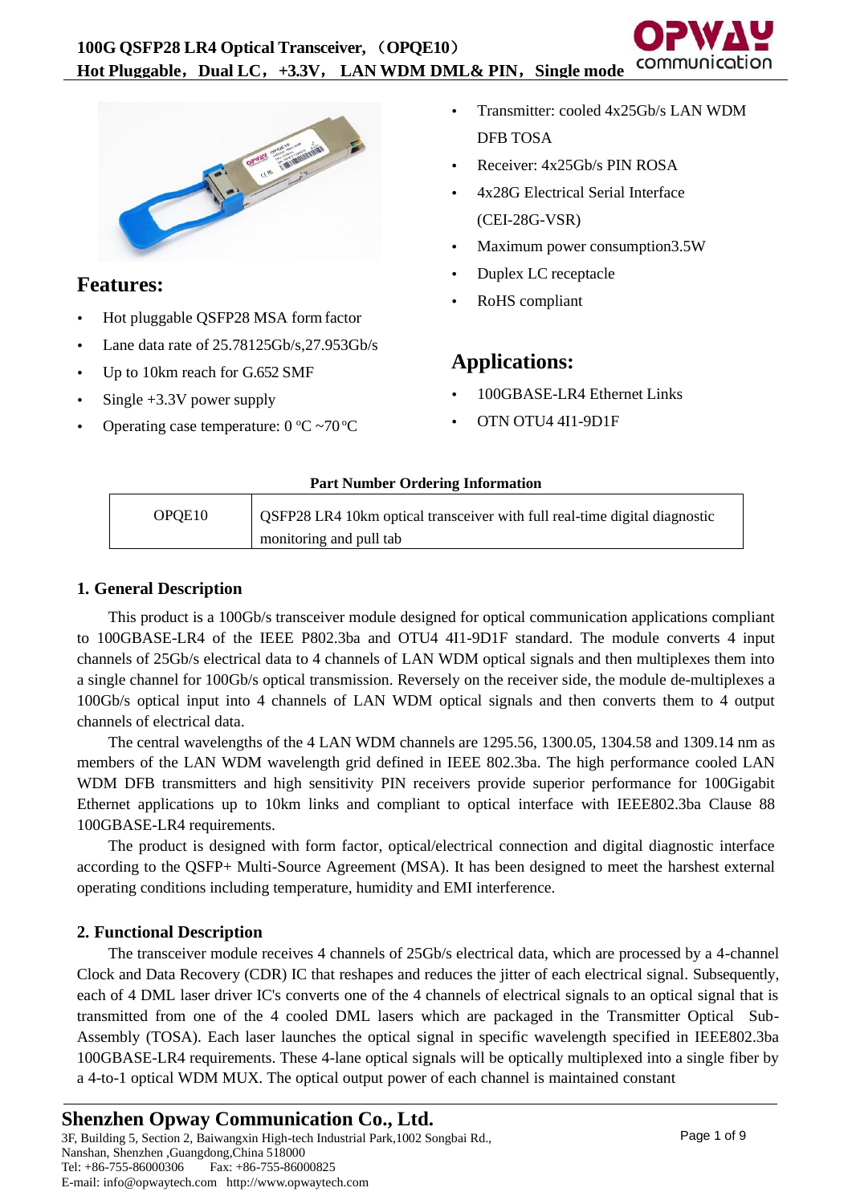# 100G QSFP28 LR4 Optical Transceiver, （OPQE10）
**Hot Pluggable, Dual LC, +3.3V, LAN WDM DML& PIN, Single mode**

## Features:

- Hot pluggable QSFP28 MSA form factor
- Lane data rate of 25.78125Gb/s,27.953Gb/s
- Up to 10km reach for G.652 SMF
- Single +3.3V power supply
- Operating case temperature: 0 ºC ~70 ºC
- Transmitter: cooled 4x25Gb/s LAN WDM DFB TOSA
- Receiver: 4x25Gb/s PIN ROSA
- 4x28G Electrical Serial Interface (CEI-28G-VSR)
- Maximum power consumption3.5W
- Duplex LC receptacle
- RoHS compliant

## Applications:

- 100GBASE-LR4 Ethernet Links
- OTN OTU4 4I1-9D1F

**Part Number Ordering Information**

| | |
|---|---|
| OPQE10 | QSFP28 LR4 10km optical transceiver with full real-time digital diagnostic monitoring and pull tab |

### 1. General Description

This product is a 100Gb/s transceiver module designed for optical communication applications compliant to 100GBASE-LR4 of the IEEE P802.3ba and OTU4 4I1-9D1F standard. The module converts 4 input channels of 25Gb/s electrical data to 4 channels of LAN WDM optical signals and then multiplexes them into a single channel for 100Gb/s optical transmission. Reversely on the receiver side, the module de-multiplexes a 100Gb/s optical input into 4 channels of LAN WDM optical signals and then converts them to 4 output channels of electrical data.

The central wavelengths of the 4 LAN WDM channels are 1295.56, 1300.05, 1304.58 and 1309.14 nm as members of the LAN WDM wavelength grid defined in IEEE 802.3ba. The high performance cooled LAN WDM DFB transmitters and high sensitivity PIN receivers provide superior performance for 100Gigabit Ethernet applications up to 10km links and compliant to optical interface with IEEE802.3ba Clause 88 100GBASE-LR4 requirements.

The product is designed with form factor, optical/electrical connection and digital diagnostic interface according to the QSFP+ Multi-Source Agreement (MSA). It has been designed to meet the harshest external operating conditions including temperature, humidity and EMI interference.

### 2. Functional Description

The transceiver module receives 4 channels of 25Gb/s electrical data, which are processed by a 4-channel Clock and Data Recovery (CDR) IC that reshapes and reduces the jitter of each electrical signal. Subsequently, each of 4 DML laser driver IC's converts one of the 4 channels of electrical signals to an optical signal that is transmitted from one of the 4 cooled DML lasers which are packaged in the Transmitter Optical Sub-Assembly (TOSA). Each laser launches the optical signal in specific wavelength specified in IEEE802.3ba 100GBASE-LR4 requirements. These 4-lane optical signals will be optically multiplexed into a single fiber by a 4-to-1 optical WDM MUX. The optical output power of each channel is maintained constant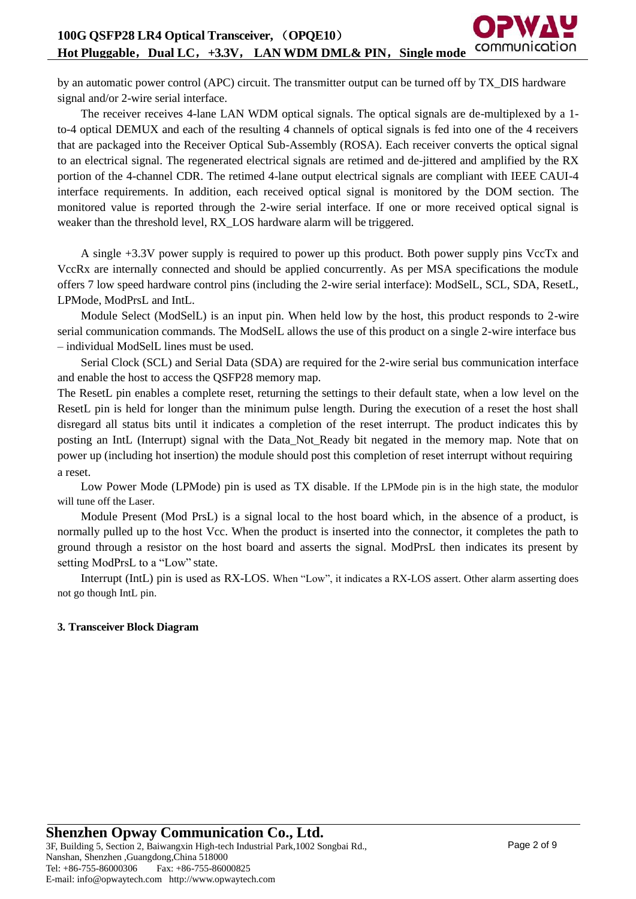by an automatic power control (APC) circuit. The transmitter output can be turned off by TX_DIS hardware signal and/or 2-wire serial interface.

The receiver receives 4-lane LAN WDM optical signals. The optical signals are de-multiplexed by a 1-to-4 optical DEMUX and each of the resulting 4 channels of optical signals is fed into one of the 4 receivers that are packaged into the Receiver Optical Sub-Assembly (ROSA). Each receiver converts the optical signal to an electrical signal. The regenerated electrical signals are retimed and de-jittered and amplified by the RX portion of the 4-channel CDR. The retimed 4-lane output electrical signals are compliant with IEEE CAUI-4 interface requirements. In addition, each received optical signal is monitored by the DOM section. The monitored value is reported through the 2-wire serial interface. If one or more received optical signal is weaker than the threshold level, RX_LOS hardware alarm will be triggered.

A single +3.3V power supply is required to power up this product. Both power supply pins VccTx and VccRx are internally connected and should be applied concurrently. As per MSA specifications the module offers 7 low speed hardware control pins (including the 2-wire serial interface): ModSelL, SCL, SDA, ResetL, LPMode, ModPrsL and IntL.

Module Select (ModSelL) is an input pin. When held low by the host, this product responds to 2-wire serial communication commands. The ModSelL allows the use of this product on a single 2-wire interface bus – individual ModSelL lines must be used.

Serial Clock (SCL) and Serial Data (SDA) are required for the 2-wire serial bus communication interface and enable the host to access the QSFP28 memory map.

The ResetL pin enables a complete reset, returning the settings to their default state, when a low level on the ResetL pin is held for longer than the minimum pulse length. During the execution of a reset the host shall disregard all status bits until it indicates a completion of the reset interrupt. The product indicates this by posting an IntL (Interrupt) signal with the Data_Not_Ready bit negated in the memory map. Note that on power up (including hot insertion) the module should post this completion of reset interrupt without requiring a reset.

Low Power Mode (LPMode) pin is used as TX disable. If the LPMode pin is in the high state, the modulor will tune off the Laser.

Module Present (Mod PrsL) is a signal local to the host board which, in the absence of a product, is normally pulled up to the host Vcc. When the product is inserted into the connector, it completes the path to ground through a resistor on the host board and asserts the signal. ModPrsL then indicates its present by setting ModPrsL to a "Low" state.

Interrupt (IntL) pin is used as RX-LOS. When "Low", it indicates a RX-LOS assert. Other alarm asserting does not go though IntL pin.

**3. Transceiver Block Diagram**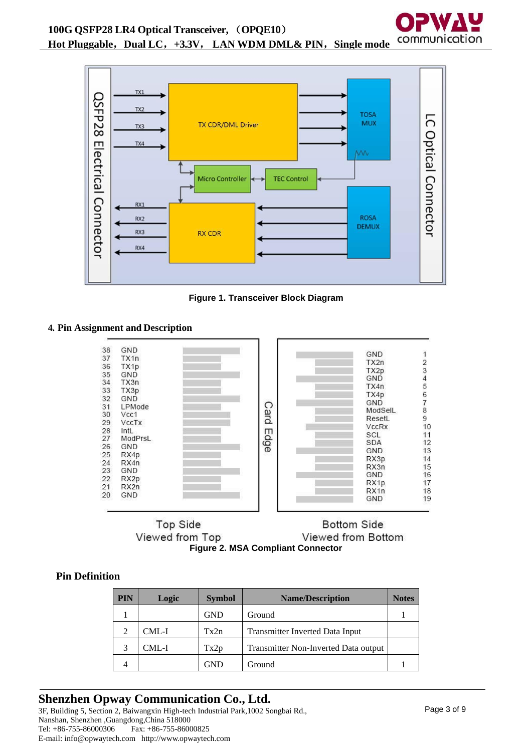Figure 1. Transceiver Block Diagram

## 4. Pin Assignment and Description

Figure 2. MSA Compliant Connector

### Pin Definition

| PIN | Logic | Symbol | Name/Description | Notes |
|---|---|---|---|---|
| 1 | | GND | Ground | 1 |
| 2 | CML-I | Tx2n | Transmitter Inverted Data Input | |
| 3 | CML-I | Tx2p | Transmitter Non-Inverted Data output | |
| 4 | | GND | Ground | 1 |

**Shenzhen Opway Communication Co., Ltd.**
3F, Building 5, Section 2, Baiwangxin High-tech Industrial Park,1002 Songbai Rd., Nanshan, Shenzhen ,Guangdong,China 518000
Tel: +86-755-86000306 Fax: +86-755-86000825
E-mail: info@opwaytech.com http://www.opwaytech.com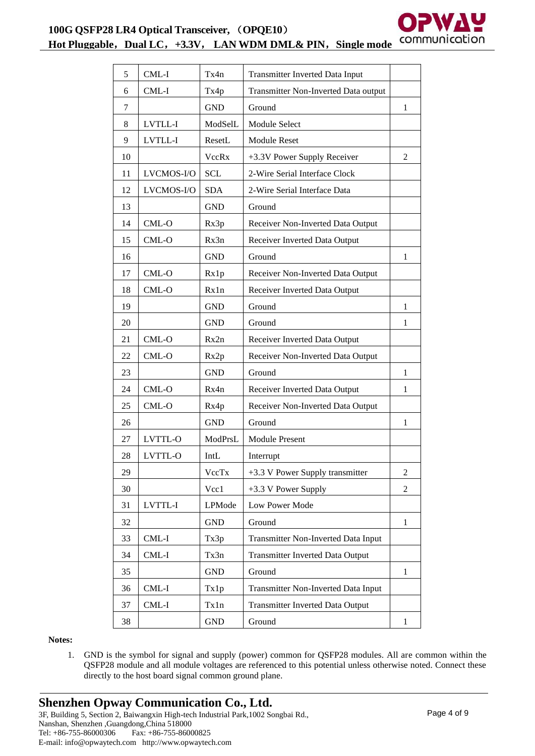| 5 | CML-I | Tx4n | Transmitter Inverted Data Input | |
|---|---|---|---|---|
| 6 | CML-I | Tx4p | Transmitter Non-Inverted Data output | |
| 7 | | GND | Ground | 1 |
| 8 | LVTLL-I | ModSelL | Module Select | |
| 9 | LVTLL-I | ResetL | Module Reset | |
| 10 | | VccRx | +3.3V Power Supply Receiver | 2 |
| 11 | LVCMOS-I/O | SCL | 2-Wire Serial Interface Clock | |
| 12 | LVCMOS-I/O | SDA | 2-Wire Serial Interface Data | |
| 13 | | GND | Ground | |
| 14 | CML-O | Rx3p | Receiver Non-Inverted Data Output | |
| 15 | CML-O | Rx3n | Receiver Inverted Data Output | |
| 16 | | GND | Ground | 1 |
| 17 | CML-O | Rx1p | Receiver Non-Inverted Data Output | |
| 18 | CML-O | Rx1n | Receiver Inverted Data Output | |
| 19 | | GND | Ground | 1 |
| 20 | | GND | Ground | 1 |
| 21 | CML-O | Rx2n | Receiver Inverted Data Output | |
| 22 | CML-O | Rx2p | Receiver Non-Inverted Data Output | |
| 23 | | GND | Ground | 1 |
| 24 | CML-O | Rx4n | Receiver Inverted Data Output | 1 |
| 25 | CML-O | Rx4p | Receiver Non-Inverted Data Output | |
| 26 | | GND | Ground | 1 |
| 27 | LVTTL-O | ModPrsL | Module Present | |
| 28 | LVTTL-O | IntL | Interrupt | |
| 29 | | VccTx | +3.3 V Power Supply transmitter | 2 |
| 30 | | Vcc1 | +3.3 V Power Supply | 2 |
| 31 | LVTTL-I | LPMode | Low Power Mode | |
| 32 | | GND | Ground | 1 |
| 33 | CML-I | Tx3p | Transmitter Non-Inverted Data Input | |
| 34 | CML-I | Tx3n | Transmitter Inverted Data Output | |
| 35 | | GND | Ground | 1 |
| 36 | CML-I | Tx1p | Transmitter Non-Inverted Data Input | |
| 37 | CML-I | Tx1n | Transmitter Inverted Data Output | |
| 38 | | GND | Ground | 1 |

**Notes:**

1. GND is the symbol for signal and supply (power) common for QSFP28 modules. All are common within the QSFP28 module and all module voltages are referenced to this potential unless otherwise noted. Connect these directly to the host board signal common ground plane.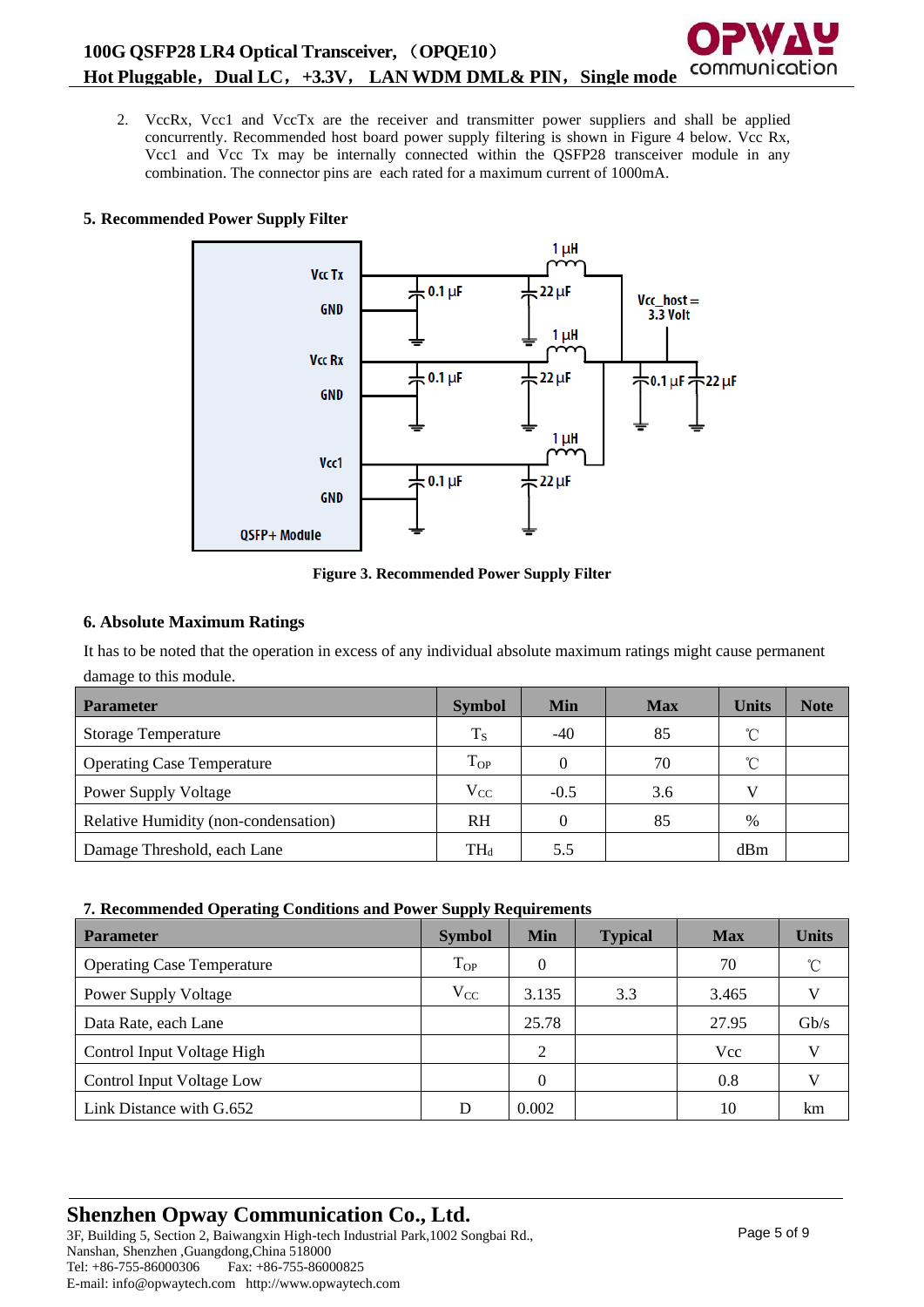2. VccRx, Vcc1 and VccTx are the receiver and transmitter power suppliers and shall be applied concurrently. Recommended host board power supply filtering is shown in Figure 4 below. Vcc Rx, Vcc1 and Vcc Tx may be internally connected within the QSFP28 transceiver module in any combination. The connector pins are each rated for a maximum current of 1000mA.

## 5. Recommended Power Supply Filter

**Figure 3. Recommended Power Supply Filter**

## 6. Absolute Maximum Ratings

It has to be noted that the operation in excess of any individual absolute maximum ratings might cause permanent damage to this module.

| Parameter | Symbol | Min | Max | Units | Note |
|---|---|---|---|---|---|
| Storage Temperature | $T_S$ | -40 | 85 | ℃ | |
| Operating Case Temperature | $T_{OP}$ | 0 | 70 | ℃ | |
| Power Supply Voltage | $V_{CC}$ | -0.5 | 3.6 | V | |
| Relative Humidity (non-condensation) | RH | 0 | 85 | % | |
| Damage Threshold, each Lane | $TH_d$ | 5.5 | | dBm | |

## 7. Recommended Operating Conditions and Power Supply Requirements

| Parameter | Symbol | Min | Typical | Max | Units |
|---|---|---|---|---|---|
| Operating Case Temperature | $T_{OP}$ | 0 | | 70 | ℃ |
| Power Supply Voltage | $V_{CC}$ | 3.135 | 3.3 | 3.465 | V |
| Data Rate, each Lane | | 25.78 | | 27.95 | Gb/s |
| Control Input Voltage High | | 2 | | Vcc | V |
| Control Input Voltage Low | | 0 | | 0.8 | V |
| Link Distance with G.652 | D | 0.002 | | 10 | km |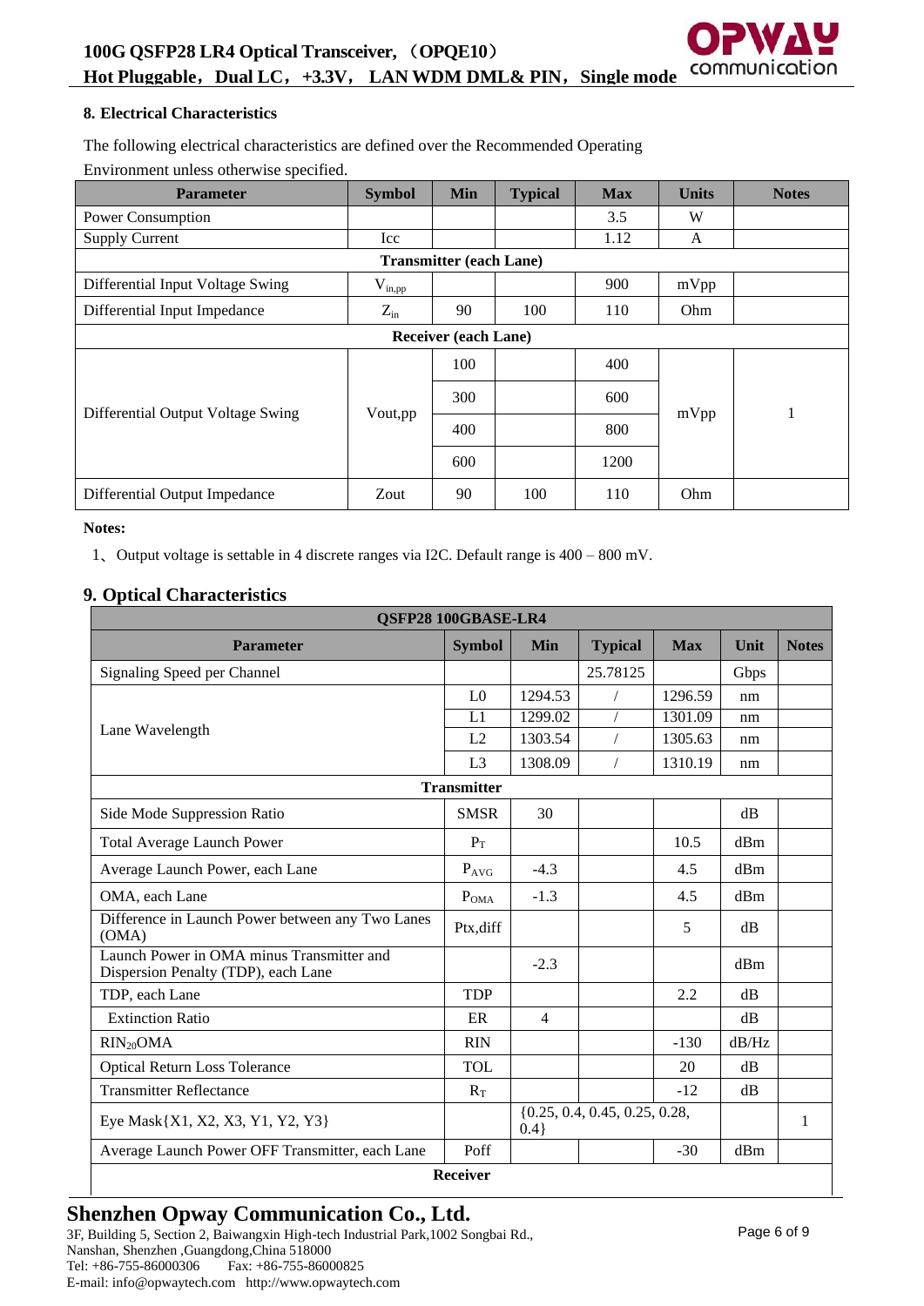### 8. Electrical Characteristics

The following electrical characteristics are defined over the Recommended Operating Environment unless otherwise specified.

| Parameter | Symbol | Min | Typical | Max | Units | Notes |
|---|---|---|---|---|---|---|
| Power Consumption | | | | 3.5 | W | |
| Supply Current | Icc | | | 1.12 | A | |
| **Transmitter (each Lane)** | | | | | | |
| Differential Input Voltage Swing | $V_{in,pp}$ | | | 900 | mVpp | |
| Differential Input Impedance | $Z_{in}$ | 90 | 100 | 110 | Ohm | |
| **Receiver (each Lane)** | | | | | | |
| Differential Output Voltage Swing | Vout,pp | 100 | | 400 | mVpp | 1 |
| | | 300 | | 600 | | |
| | | 400 | | 800 | | |
| | | 600 | | 1200 | | |
| Differential Output Impedance | Zout | 90 | 100 | 110 | Ohm | |

**Notes:**

1、 Output voltage is settable in 4 discrete ranges via I2C. Default range is 400 – 800 mV.

### 9. Optical Characteristics

| QSFP28 100GBASE-LR4 | | | | | | |
|---|---|---|---|---|---|---|
| **Parameter** | **Symbol** | **Min** | **Typical** | **Max** | **Unit** | **Notes** |
| Signaling Speed per Channel | | | 25.78125 | | Gbps | |
| Lane Wavelength | L0 | 1294.53 | / | 1296.59 | nm | |
| | L1 | 1299.02 | / | 1301.09 | nm | |
| | L2 | 1303.54 | / | 1305.63 | nm | |
| | L3 | 1308.09 | / | 1310.19 | nm | |
| **Transmitter** | | | | | | |
| Side Mode Suppression Ratio | SMSR | 30 | | | dB | |
| Total Average Launch Power | $P_T$ | | | 10.5 | dBm | |
| Average Launch Power, each Lane | $P_{AVG}$ | -4.3 | | 4.5 | dBm | |
| OMA, each Lane | $P_{OMA}$ | -1.3 | | 4.5 | dBm | |
| Difference in Launch Power between any Two Lanes (OMA) | Ptx,diff | | | 5 | dB | |
| Launch Power in OMA minus Transmitter and Dispersion Penalty (TDP), each Lane | | -2.3 | | | dBm | |
| TDP, each Lane | TDP | | | 2.2 | dB | |
| Extinction Ratio | ER | 4 | | | dB | |
| $RIN_{20}OMA$ | RIN | | | -130 | dB/Hz | |
| Optical Return Loss Tolerance | TOL | | | 20 | dB | |
| Transmitter Reflectance | $R_T$ | | | -12 | dB | |
| Eye Mask{X1, X2, X3, Y1, Y2, Y3} | | {0.25, 0.4, 0.45, 0.25, 0.28, 0.4} | | | | 1 |
| Average Launch Power OFF Transmitter, each Lane | Poff | | | -30 | dBm | |
| **Receiver** | | | | | | |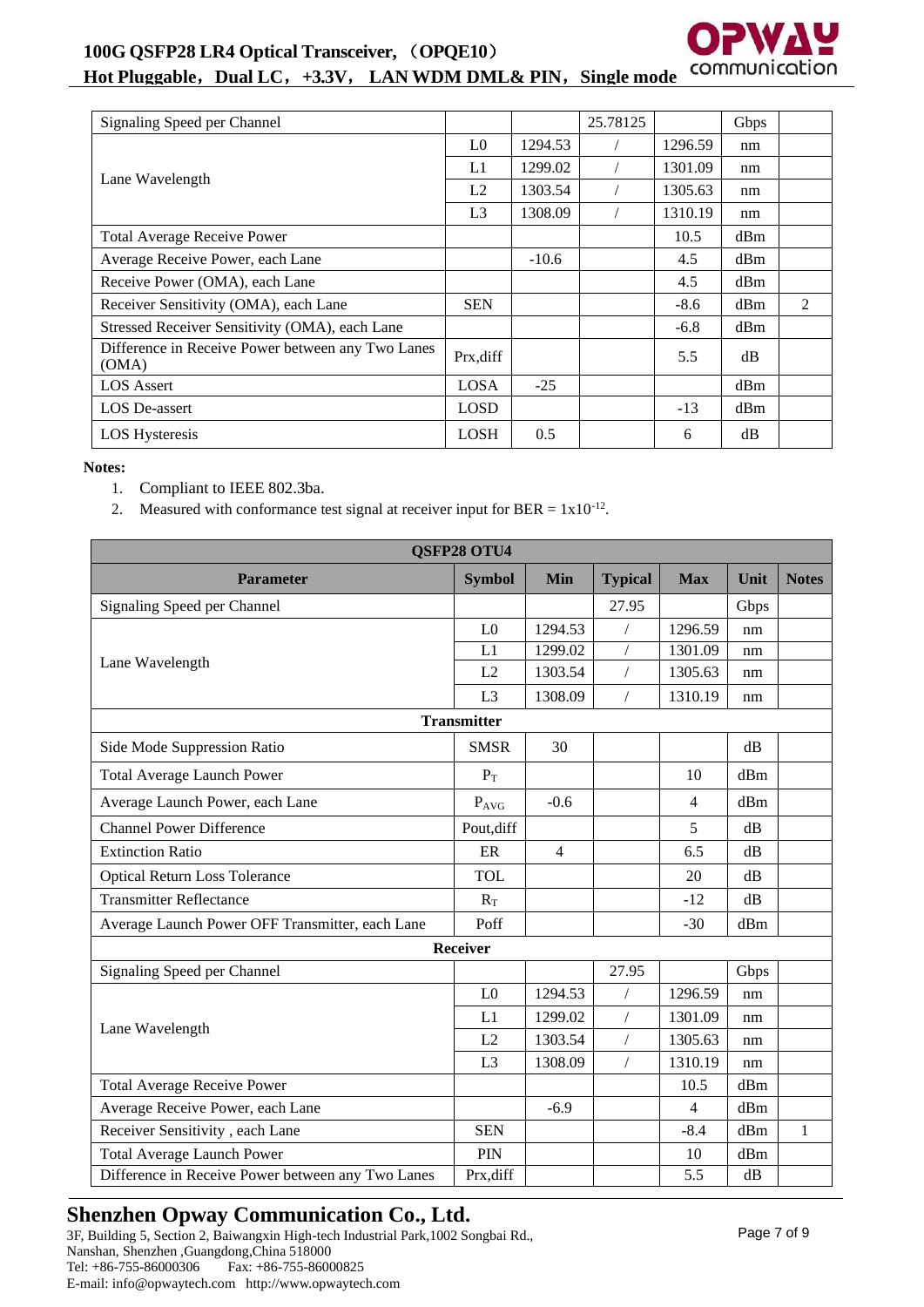| Signaling Speed per Channel | | | 25.78125 | | Gbps | |
|---|---|---|---|---|---|---|
| Lane Wavelength | L0 | 1294.53 | / | 1296.59 | nm | |
| | L1 | 1299.02 | / | 1301.09 | nm | |
| | L2 | 1303.54 | / | 1305.63 | nm | |
| | L3 | 1308.09 | / | 1310.19 | nm | |
| Total Average Receive Power | | | | 10.5 | dBm | |
| Average Receive Power, each Lane | | -10.6 | | 4.5 | dBm | |
| Receive Power (OMA), each Lane | | | | 4.5 | dBm | |
| Receiver Sensitivity (OMA), each Lane | SEN | | | -8.6 | dBm | 2 |
| Stressed Receiver Sensitivity (OMA), each Lane | | | | -6.8 | dBm | |
| Difference in Receive Power between any Two Lanes (OMA) | Prx,diff | | | 5.5 | dB | |
| LOS Assert | LOSA | -25 | | | dBm | |
| LOS De-assert | LOSD | | | -13 | dBm | |
| LOS Hysteresis | LOSH | 0.5 | | 6 | dB | |

**Notes:**

1. Compliant to IEEE 802.3ba.
2. Measured with conformance test signal at receiver input for BER = $1x10^{-12}$.

| QSFP28 OTU4 | | | | | | |
|---|---|---|---|---|---|---|
| **Parameter** | **Symbol** | **Min** | **Typical** | **Max** | **Unit** | **Notes** |
| Signaling Speed per Channel | | | 27.95 | | Gbps | |
| Lane Wavelength | L0 | 1294.53 | / | 1296.59 | nm | |
| | L1 | 1299.02 | / | 1301.09 | nm | |
| | L2 | 1303.54 | / | 1305.63 | nm | |
| | L3 | 1308.09 | / | 1310.19 | nm | |
| **Transmitter** | | | | | | |
| Side Mode Suppression Ratio | SMSR | 30 | | | dB | |
| Total Average Launch Power | $P_T$ | | | 10 | dBm | |
| Average Launch Power, each Lane | $P_{AVG}$ | -0.6 | | 4 | dBm | |
| Channel Power Difference | Pout,diff | | | 5 | dB | |
| Extinction Ratio | ER | 4 | | 6.5 | dB | |
| Optical Return Loss Tolerance | TOL | | | 20 | dB | |
| Transmitter Reflectance | $R_T$ | | | -12 | dB | |
| Average Launch Power OFF Transmitter, each Lane | Poff | | | -30 | dBm | |
| **Receiver** | | | | | | |
| Signaling Speed per Channel | | | 27.95 | | Gbps | |
| Lane Wavelength | L0 | 1294.53 | / | 1296.59 | nm | |
| | L1 | 1299.02 | / | 1301.09 | nm | |
| | L2 | 1303.54 | / | 1305.63 | nm | |
| | L3 | 1308.09 | / | 1310.19 | nm | |
| Total Average Receive Power | | | | 10.5 | dBm | |
| Average Receive Power, each Lane | | -6.9 | | 4 | dBm | |
| Receiver Sensitivity , each Lane | SEN | | | -8.4 | dBm | 1 |
| Total Average Launch Power | PIN | | | 10 | dBm | |
| Difference in Receive Power between any Two Lanes | Prx,diff | | | 5.5 | dB | |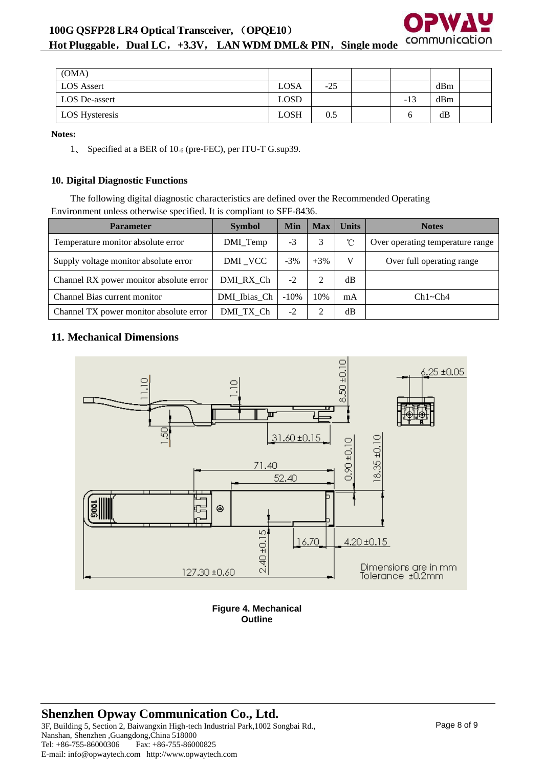| (OMA) | | | | | | |
|---|---|---|---|---|---|---|
| LOS Assert | LOSA | -25 | | | dBm | |
| LOS De-assert | LOSD | | | -13 | dBm | |
| LOS Hysteresis | LOSH | 0.5 | | 6 | dB | |

**Notes:**

1、 Specified at a BER of $10^{-6}$ (pre-FEC), per ITU-T G.sup39.

## 10. Digital Diagnostic Functions

The following digital diagnostic characteristics are defined over the Recommended Operating Environment unless otherwise specified. It is compliant to SFF-8436.

| Parameter | Symbol | Min | Max | Units | Notes |
|---|---|---|---|---|---|
| Temperature monitor absolute error | DMI_Temp | -3 | 3 | ℃ | Over operating temperature range |
| Supply voltage monitor absolute error | DMI _VCC | -3% | +3% | V | Over full operating range |
| Channel RX power monitor absolute error | DMI_RX_Ch | -2 | 2 | dB | |
| Channel Bias current monitor | DMI_Ibias_Ch | -10% | 10% | mA | Ch1~Ch4 |
| Channel TX power monitor absolute error | DMI_TX_Ch | -2 | 2 | dB | |

## 11. Mechanical Dimensions

**Figure 4. Mechanical Outline**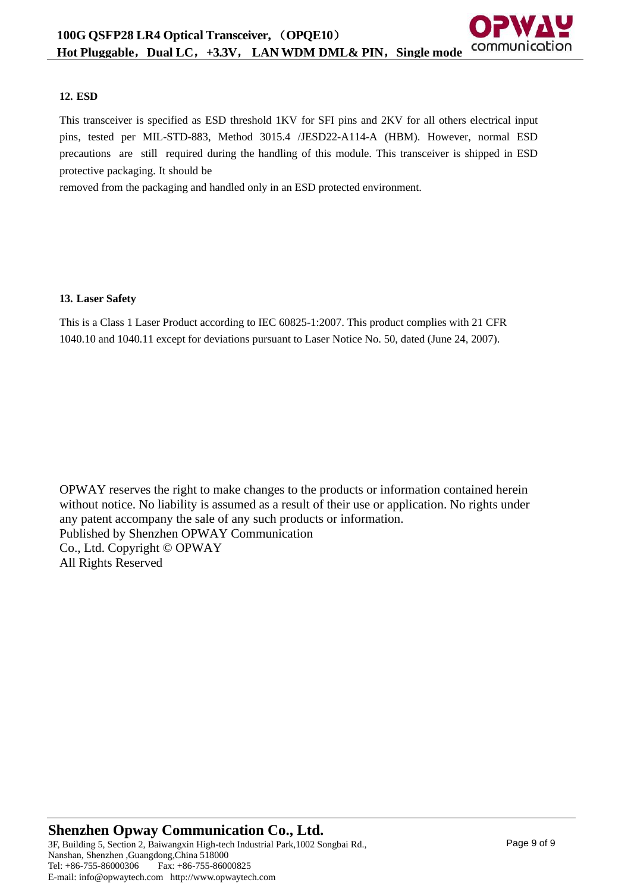## 12. ESD

This transceiver is specified as ESD threshold 1KV for SFI pins and 2KV for all others electrical input pins, tested per MIL-STD-883, Method 3015.4 /JESD22-A114-A (HBM). However, normal ESD precautions are still required during the handling of this module. This transceiver is shipped in ESD protective packaging. It should be removed from the packaging and handled only in an ESD protected environment.

## 13. Laser Safety

This is a Class 1 Laser Product according to IEC 60825-1:2007. This product complies with 21 CFR 1040.10 and 1040.11 except for deviations pursuant to Laser Notice No. 50, dated (June 24, 2007).

OPWAY reserves the right to make changes to the products or information contained herein without notice. No liability is assumed as a result of their use or application. No rights under any patent accompany the sale of any such products or information.
Published by Shenzhen OPWAY Communication
Co., Ltd. Copyright © OPWAY
All Rights Reserved